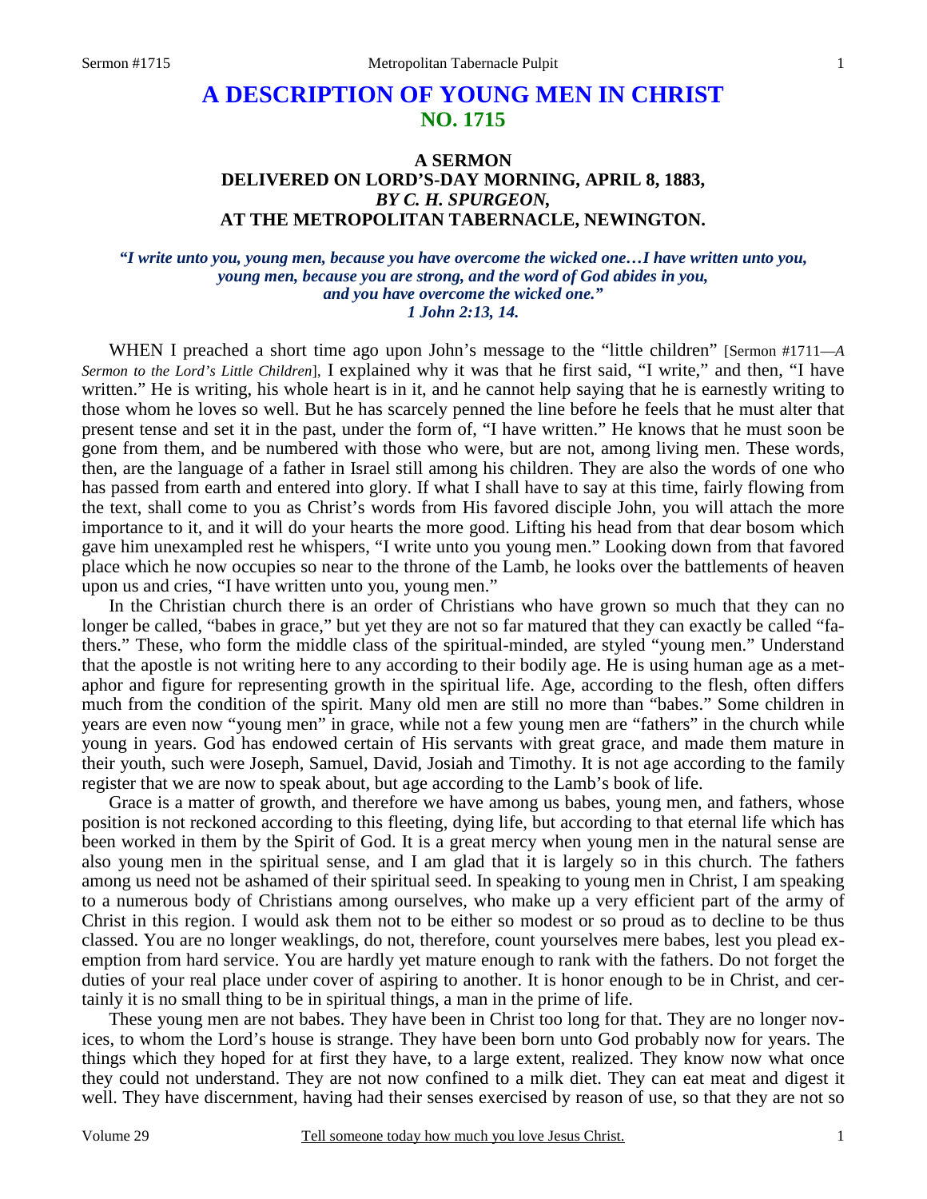# A DESCRIPTION OF YOUNG MEN IN CHRIST
## NO. 1715

### A SERMON
### DELIVERED ON LORD'S-DAY MORNING, APRIL 8, 1883,
### *BY C. H. SPURGEON,*
### AT THE METROPOLITAN TABERNACLE, NEWINGTON.

***"I write unto you, young men, because you have overcome the wicked one…I have written unto you, young men, because you are strong, and the word of God abides in you, and you have overcome the wicked one." 1 John 2:13, 14.***

WHEN I preached a short time ago upon John's message to the "little children" [Sermon #1711—*A Sermon to the Lord's Little Children*], I explained why it was that he first said, "I write," and then, "I have written." He is writing, his whole heart is in it, and he cannot help saying that he is earnestly writing to those whom he loves so well. But he has scarcely penned the line before he feels that he must alter that present tense and set it in the past, under the form of, "I have written." He knows that he must soon be gone from them, and be numbered with those who were, but are not, among living men. These words, then, are the language of a father in Israel still among his children. They are also the words of one who has passed from earth and entered into glory. If what I shall have to say at this time, fairly flowing from the text, shall come to you as Christ's words from His favored disciple John, you will attach the more importance to it, and it will do your hearts the more good. Lifting his head from that dear bosom which gave him unexampled rest he whispers, "I write unto you young men." Looking down from that favored place which he now occupies so near to the throne of the Lamb, he looks over the battlements of heaven upon us and cries, "I have written unto you, young men."

In the Christian church there is an order of Christians who have grown so much that they can no longer be called, "babes in grace," but yet they are not so far matured that they can exactly be called "fathers." These, who form the middle class of the spiritual-minded, are styled "young men." Understand that the apostle is not writing here to any according to their bodily age. He is using human age as a metaphor and figure for representing growth in the spiritual life. Age, according to the flesh, often differs much from the condition of the spirit. Many old men are still no more than "babes." Some children in years are even now "young men" in grace, while not a few young men are "fathers" in the church while young in years. God has endowed certain of His servants with great grace, and made them mature in their youth, such were Joseph, Samuel, David, Josiah and Timothy. It is not age according to the family register that we are now to speak about, but age according to the Lamb's book of life.

Grace is a matter of growth, and therefore we have among us babes, young men, and fathers, whose position is not reckoned according to this fleeting, dying life, but according to that eternal life which has been worked in them by the Spirit of God. It is a great mercy when young men in the natural sense are also young men in the spiritual sense, and I am glad that it is largely so in this church. The fathers among us need not be ashamed of their spiritual seed. In speaking to young men in Christ, I am speaking to a numerous body of Christians among ourselves, who make up a very efficient part of the army of Christ in this region. I would ask them not to be either so modest or so proud as to decline to be thus classed. You are no longer weaklings, do not, therefore, count yourselves mere babes, lest you plead exemption from hard service. You are hardly yet mature enough to rank with the fathers. Do not forget the duties of your real place under cover of aspiring to another. It is honor enough to be in Christ, and certainly it is no small thing to be in spiritual things, a man in the prime of life.

These young men are not babes. They have been in Christ too long for that. They are no longer novices, to whom the Lord's house is strange. They have been born unto God probably now for years. The things which they hoped for at first they have, to a large extent, realized. They know now what once they could not understand. They are not now confined to a milk diet. They can eat meat and digest it well. They have discernment, having had their senses exercised by reason of use, so that they are not so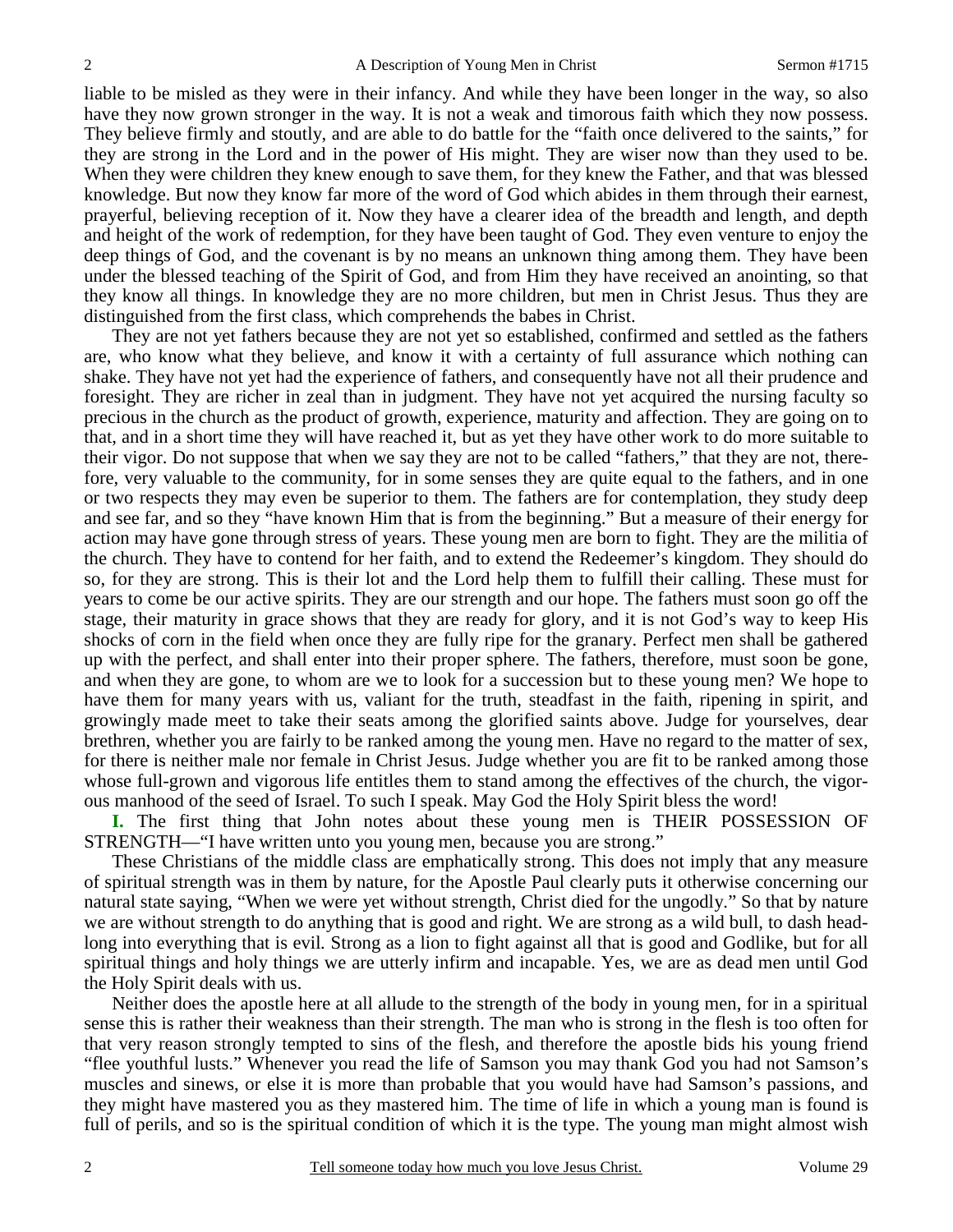liable to be misled as they were in their infancy. And while they have been longer in the way, so also have they now grown stronger in the way. It is not a weak and timorous faith which they now possess. They believe firmly and stoutly, and are able to do battle for the "faith once delivered to the saints," for they are strong in the Lord and in the power of His might. They are wiser now than they used to be. When they were children they knew enough to save them, for they knew the Father, and that was blessed knowledge. But now they know far more of the word of God which abides in them through their earnest, prayerful, believing reception of it. Now they have a clearer idea of the breadth and length, and depth and height of the work of redemption, for they have been taught of God. They even venture to enjoy the deep things of God, and the covenant is by no means an unknown thing among them. They have been under the blessed teaching of the Spirit of God, and from Him they have received an anointing, so that they know all things. In knowledge they are no more children, but men in Christ Jesus. Thus they are distinguished from the first class, which comprehends the babes in Christ.

They are not yet fathers because they are not yet so established, confirmed and settled as the fathers are, who know what they believe, and know it with a certainty of full assurance which nothing can shake. They have not yet had the experience of fathers, and consequently have not all their prudence and foresight. They are richer in zeal than in judgment. They have not yet acquired the nursing faculty so precious in the church as the product of growth, experience, maturity and affection. They are going on to that, and in a short time they will have reached it, but as yet they have other work to do more suitable to their vigor. Do not suppose that when we say they are not to be called "fathers," that they are not, therefore, very valuable to the community, for in some senses they are quite equal to the fathers, and in one or two respects they may even be superior to them. The fathers are for contemplation, they study deep and see far, and so they "have known Him that is from the beginning." But a measure of their energy for action may have gone through stress of years. These young men are born to fight. They are the militia of the church. They have to contend for her faith, and to extend the Redeemer's kingdom. They should do so, for they are strong. This is their lot and the Lord help them to fulfill their calling. These must for years to come be our active spirits. They are our strength and our hope. The fathers must soon go off the stage, their maturity in grace shows that they are ready for glory, and it is not God's way to keep His shocks of corn in the field when once they are fully ripe for the granary. Perfect men shall be gathered up with the perfect, and shall enter into their proper sphere. The fathers, therefore, must soon be gone, and when they are gone, to whom are we to look for a succession but to these young men? We hope to have them for many years with us, valiant for the truth, steadfast in the faith, ripening in spirit, and growingly made meet to take their seats among the glorified saints above. Judge for yourselves, dear brethren, whether you are fairly to be ranked among the young men. Have no regard to the matter of sex, for there is neither male nor female in Christ Jesus. Judge whether you are fit to be ranked among those whose full-grown and vigorous life entitles them to stand among the effectives of the church, the vigorous manhood of the seed of Israel. To such I speak. May God the Holy Spirit bless the word!

**I.** The first thing that John notes about these young men is THEIR POSSESSION OF STRENGTH—"I have written unto you young men, because you are strong."

These Christians of the middle class are emphatically strong. This does not imply that any measure of spiritual strength was in them by nature, for the Apostle Paul clearly puts it otherwise concerning our natural state saying, "When we were yet without strength, Christ died for the ungodly." So that by nature we are without strength to do anything that is good and right. We are strong as a wild bull, to dash headlong into everything that is evil. Strong as a lion to fight against all that is good and Godlike, but for all spiritual things and holy things we are utterly infirm and incapable. Yes, we are as dead men until God the Holy Spirit deals with us.

Neither does the apostle here at all allude to the strength of the body in young men, for in a spiritual sense this is rather their weakness than their strength. The man who is strong in the flesh is too often for that very reason strongly tempted to sins of the flesh, and therefore the apostle bids his young friend "flee youthful lusts." Whenever you read the life of Samson you may thank God you had not Samson's muscles and sinews, or else it is more than probable that you would have had Samson's passions, and they might have mastered you as they mastered him. The time of life in which a young man is found is full of perils, and so is the spiritual condition of which it is the type. The young man might almost wish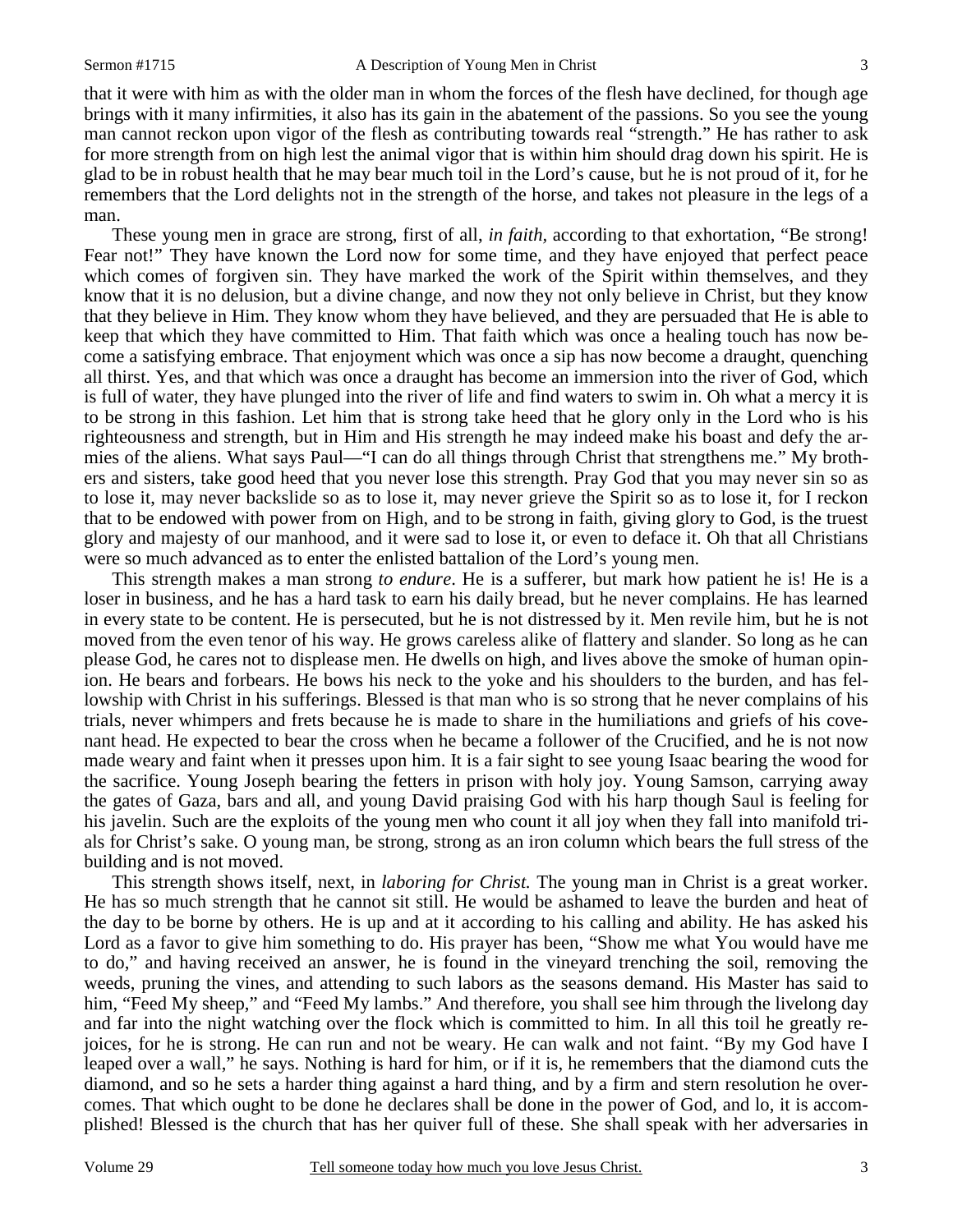that it were with him as with the older man in whom the forces of the flesh have declined, for though age brings with it many infirmities, it also has its gain in the abatement of the passions. So you see the young man cannot reckon upon vigor of the flesh as contributing towards real "strength." He has rather to ask for more strength from on high lest the animal vigor that is within him should drag down his spirit. He is glad to be in robust health that he may bear much toil in the Lord's cause, but he is not proud of it, for he remembers that the Lord delights not in the strength of the horse, and takes not pleasure in the legs of a man.

These young men in grace are strong, first of all, *in faith*, according to that exhortation, "Be strong! Fear not!" They have known the Lord now for some time, and they have enjoyed that perfect peace which comes of forgiven sin. They have marked the work of the Spirit within themselves, and they know that it is no delusion, but a divine change, and now they not only believe in Christ, but they know that they believe in Him. They know whom they have believed, and they are persuaded that He is able to keep that which they have committed to Him. That faith which was once a healing touch has now become a satisfying embrace. That enjoyment which was once a sip has now become a draught, quenching all thirst. Yes, and that which was once a draught has become an immersion into the river of God, which is full of water, they have plunged into the river of life and find waters to swim in. Oh what a mercy it is to be strong in this fashion. Let him that is strong take heed that he glory only in the Lord who is his righteousness and strength, but in Him and His strength he may indeed make his boast and defy the armies of the aliens. What says Paul—"I can do all things through Christ that strengthens me." My brothers and sisters, take good heed that you never lose this strength. Pray God that you may never sin so as to lose it, may never backslide so as to lose it, may never grieve the Spirit so as to lose it, for I reckon that to be endowed with power from on High, and to be strong in faith, giving glory to God, is the truest glory and majesty of our manhood, and it were sad to lose it, or even to deface it. Oh that all Christians were so much advanced as to enter the enlisted battalion of the Lord's young men.

This strength makes a man strong *to endure*. He is a sufferer, but mark how patient he is! He is a loser in business, and he has a hard task to earn his daily bread, but he never complains. He has learned in every state to be content. He is persecuted, but he is not distressed by it. Men revile him, but he is not moved from the even tenor of his way. He grows careless alike of flattery and slander. So long as he can please God, he cares not to displease men. He dwells on high, and lives above the smoke of human opinion. He bears and forbears. He bows his neck to the yoke and his shoulders to the burden, and has fellowship with Christ in his sufferings. Blessed is that man who is so strong that he never complains of his trials, never whimpers and frets because he is made to share in the humiliations and griefs of his covenant head. He expected to bear the cross when he became a follower of the Crucified, and he is not now made weary and faint when it presses upon him. It is a fair sight to see young Isaac bearing the wood for the sacrifice. Young Joseph bearing the fetters in prison with holy joy. Young Samson, carrying away the gates of Gaza, bars and all, and young David praising God with his harp though Saul is feeling for his javelin. Such are the exploits of the young men who count it all joy when they fall into manifold trials for Christ's sake. O young man, be strong, strong as an iron column which bears the full stress of the building and is not moved.

This strength shows itself, next, in *laboring for Christ.* The young man in Christ is a great worker. He has so much strength that he cannot sit still. He would be ashamed to leave the burden and heat of the day to be borne by others. He is up and at it according to his calling and ability. He has asked his Lord as a favor to give him something to do. His prayer has been, "Show me what You would have me to do," and having received an answer, he is found in the vineyard trenching the soil, removing the weeds, pruning the vines, and attending to such labors as the seasons demand. His Master has said to him, "Feed My sheep," and "Feed My lambs." And therefore, you shall see him through the livelong day and far into the night watching over the flock which is committed to him. In all this toil he greatly rejoices, for he is strong. He can run and not be weary. He can walk and not faint. "By my God have I leaped over a wall," he says. Nothing is hard for him, or if it is, he remembers that the diamond cuts the diamond, and so he sets a harder thing against a hard thing, and by a firm and stern resolution he overcomes. That which ought to be done he declares shall be done in the power of God, and lo, it is accomplished! Blessed is the church that has her quiver full of these. She shall speak with her adversaries in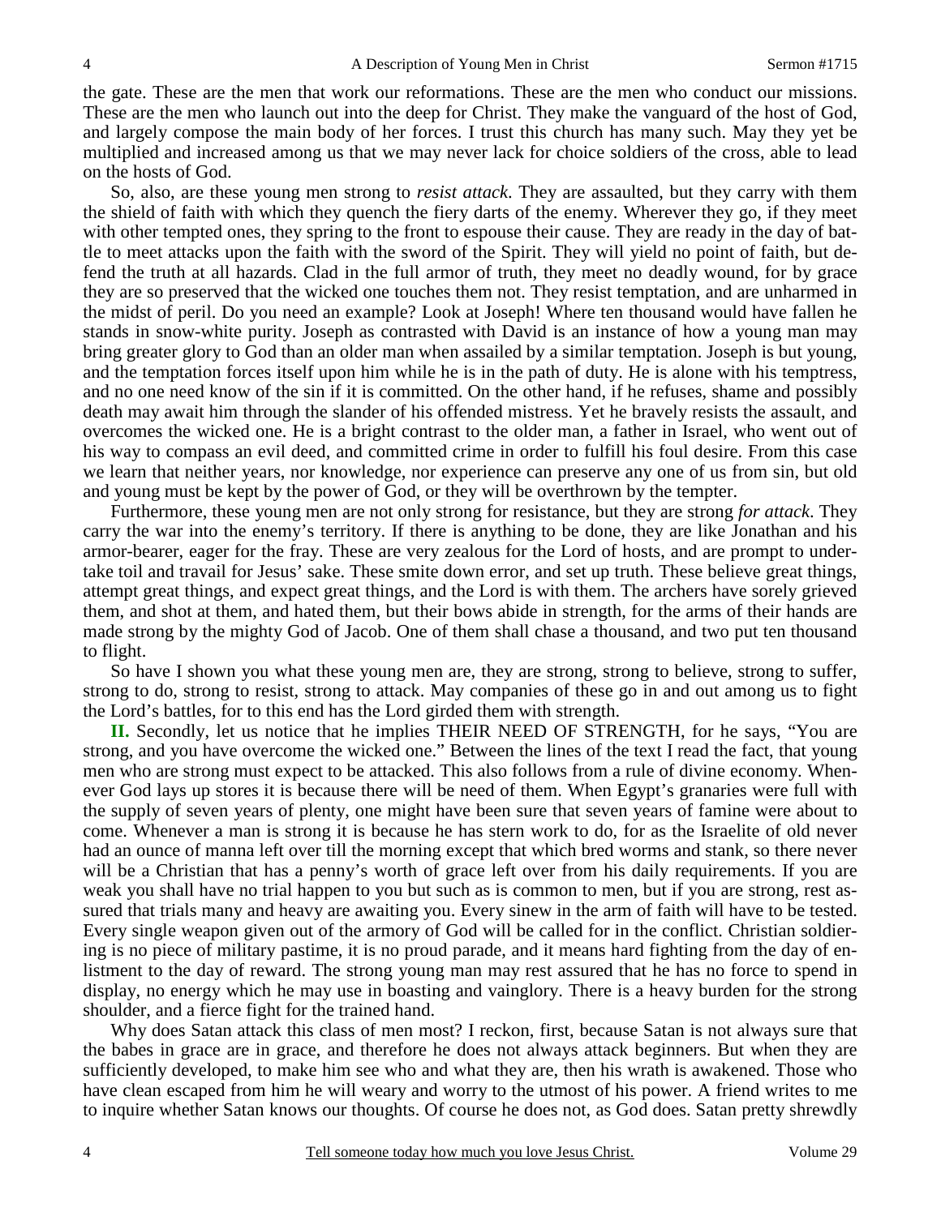the gate. These are the men that work our reformations. These are the men who conduct our missions. These are the men who launch out into the deep for Christ. They make the vanguard of the host of God, and largely compose the main body of her forces. I trust this church has many such. May they yet be multiplied and increased among us that we may never lack for choice soldiers of the cross, able to lead on the hosts of God.

So, also, are these young men strong to *resist attack*. They are assaulted, but they carry with them the shield of faith with which they quench the fiery darts of the enemy. Wherever they go, if they meet with other tempted ones, they spring to the front to espouse their cause. They are ready in the day of battle to meet attacks upon the faith with the sword of the Spirit. They will yield no point of faith, but defend the truth at all hazards. Clad in the full armor of truth, they meet no deadly wound, for by grace they are so preserved that the wicked one touches them not. They resist temptation, and are unharmed in the midst of peril. Do you need an example? Look at Joseph! Where ten thousand would have fallen he stands in snow-white purity. Joseph as contrasted with David is an instance of how a young man may bring greater glory to God than an older man when assailed by a similar temptation. Joseph is but young, and the temptation forces itself upon him while he is in the path of duty. He is alone with his temptress, and no one need know of the sin if it is committed. On the other hand, if he refuses, shame and possibly death may await him through the slander of his offended mistress. Yet he bravely resists the assault, and overcomes the wicked one. He is a bright contrast to the older man, a father in Israel, who went out of his way to compass an evil deed, and committed crime in order to fulfill his foul desire. From this case we learn that neither years, nor knowledge, nor experience can preserve any one of us from sin, but old and young must be kept by the power of God, or they will be overthrown by the tempter.

Furthermore, these young men are not only strong for resistance, but they are strong *for attack*. They carry the war into the enemy's territory. If there is anything to be done, they are like Jonathan and his armor-bearer, eager for the fray. These are very zealous for the Lord of hosts, and are prompt to undertake toil and travail for Jesus' sake. These smite down error, and set up truth. These believe great things, attempt great things, and expect great things, and the Lord is with them. The archers have sorely grieved them, and shot at them, and hated them, but their bows abide in strength, for the arms of their hands are made strong by the mighty God of Jacob. One of them shall chase a thousand, and two put ten thousand to flight.

So have I shown you what these young men are, they are strong, strong to believe, strong to suffer, strong to do, strong to resist, strong to attack. May companies of these go in and out among us to fight the Lord's battles, for to this end has the Lord girded them with strength.

**II.** Secondly, let us notice that he implies THEIR NEED OF STRENGTH, for he says, "You are strong, and you have overcome the wicked one." Between the lines of the text I read the fact, that young men who are strong must expect to be attacked. This also follows from a rule of divine economy. Whenever God lays up stores it is because there will be need of them. When Egypt's granaries were full with the supply of seven years of plenty, one might have been sure that seven years of famine were about to come. Whenever a man is strong it is because he has stern work to do, for as the Israelite of old never had an ounce of manna left over till the morning except that which bred worms and stank, so there never will be a Christian that has a penny's worth of grace left over from his daily requirements. If you are weak you shall have no trial happen to you but such as is common to men, but if you are strong, rest assured that trials many and heavy are awaiting you. Every sinew in the arm of faith will have to be tested. Every single weapon given out of the armory of God will be called for in the conflict. Christian soldiering is no piece of military pastime, it is no proud parade, and it means hard fighting from the day of enlistment to the day of reward. The strong young man may rest assured that he has no force to spend in display, no energy which he may use in boasting and vainglory. There is a heavy burden for the strong shoulder, and a fierce fight for the trained hand.

Why does Satan attack this class of men most? I reckon, first, because Satan is not always sure that the babes in grace are in grace, and therefore he does not always attack beginners. But when they are sufficiently developed, to make him see who and what they are, then his wrath is awakened. Those who have clean escaped from him he will weary and worry to the utmost of his power. A friend writes to me to inquire whether Satan knows our thoughts. Of course he does not, as God does. Satan pretty shrewdly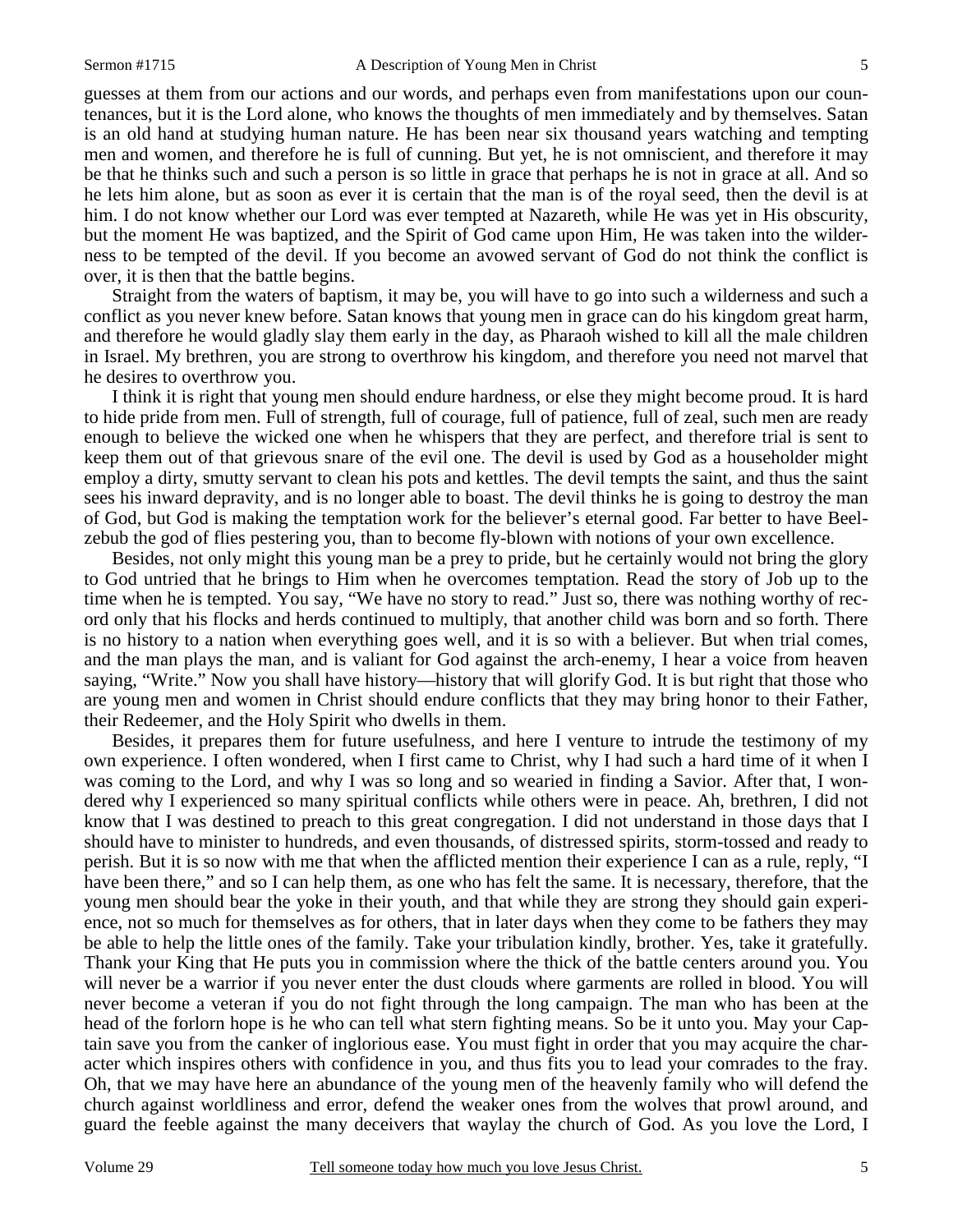guesses at them from our actions and our words, and perhaps even from manifestations upon our countenances, but it is the Lord alone, who knows the thoughts of men immediately and by themselves. Satan is an old hand at studying human nature. He has been near six thousand years watching and tempting men and women, and therefore he is full of cunning. But yet, he is not omniscient, and therefore it may be that he thinks such and such a person is so little in grace that perhaps he is not in grace at all. And so he lets him alone, but as soon as ever it is certain that the man is of the royal seed, then the devil is at him. I do not know whether our Lord was ever tempted at Nazareth, while He was yet in His obscurity, but the moment He was baptized, and the Spirit of God came upon Him, He was taken into the wilderness to be tempted of the devil. If you become an avowed servant of God do not think the conflict is over, it is then that the battle begins.

Straight from the waters of baptism, it may be, you will have to go into such a wilderness and such a conflict as you never knew before. Satan knows that young men in grace can do his kingdom great harm, and therefore he would gladly slay them early in the day, as Pharaoh wished to kill all the male children in Israel. My brethren, you are strong to overthrow his kingdom, and therefore you need not marvel that he desires to overthrow you.

I think it is right that young men should endure hardness, or else they might become proud. It is hard to hide pride from men. Full of strength, full of courage, full of patience, full of zeal, such men are ready enough to believe the wicked one when he whispers that they are perfect, and therefore trial is sent to keep them out of that grievous snare of the evil one. The devil is used by God as a householder might employ a dirty, smutty servant to clean his pots and kettles. The devil tempts the saint, and thus the saint sees his inward depravity, and is no longer able to boast. The devil thinks he is going to destroy the man of God, but God is making the temptation work for the believer's eternal good. Far better to have Beelzebub the god of flies pestering you, than to become fly-blown with notions of your own excellence.

Besides, not only might this young man be a prey to pride, but he certainly would not bring the glory to God untried that he brings to Him when he overcomes temptation. Read the story of Job up to the time when he is tempted. You say, "We have no story to read." Just so, there was nothing worthy of record only that his flocks and herds continued to multiply, that another child was born and so forth. There is no history to a nation when everything goes well, and it is so with a believer. But when trial comes, and the man plays the man, and is valiant for God against the arch-enemy, I hear a voice from heaven saying, "Write." Now you shall have history—history that will glorify God. It is but right that those who are young men and women in Christ should endure conflicts that they may bring honor to their Father, their Redeemer, and the Holy Spirit who dwells in them.

Besides, it prepares them for future usefulness, and here I venture to intrude the testimony of my own experience. I often wondered, when I first came to Christ, why I had such a hard time of it when I was coming to the Lord, and why I was so long and so wearied in finding a Savior. After that, I wondered why I experienced so many spiritual conflicts while others were in peace. Ah, brethren, I did not know that I was destined to preach to this great congregation. I did not understand in those days that I should have to minister to hundreds, and even thousands, of distressed spirits, storm-tossed and ready to perish. But it is so now with me that when the afflicted mention their experience I can as a rule, reply, "I have been there," and so I can help them, as one who has felt the same. It is necessary, therefore, that the young men should bear the yoke in their youth, and that while they are strong they should gain experience, not so much for themselves as for others, that in later days when they come to be fathers they may be able to help the little ones of the family. Take your tribulation kindly, brother. Yes, take it gratefully. Thank your King that He puts you in commission where the thick of the battle centers around you. You will never be a warrior if you never enter the dust clouds where garments are rolled in blood. You will never become a veteran if you do not fight through the long campaign. The man who has been at the head of the forlorn hope is he who can tell what stern fighting means. So be it unto you. May your Captain save you from the canker of inglorious ease. You must fight in order that you may acquire the character which inspires others with confidence in you, and thus fits you to lead your comrades to the fray. Oh, that we may have here an abundance of the young men of the heavenly family who will defend the church against worldliness and error, defend the weaker ones from the wolves that prowl around, and guard the feeble against the many deceivers that waylay the church of God. As you love the Lord, I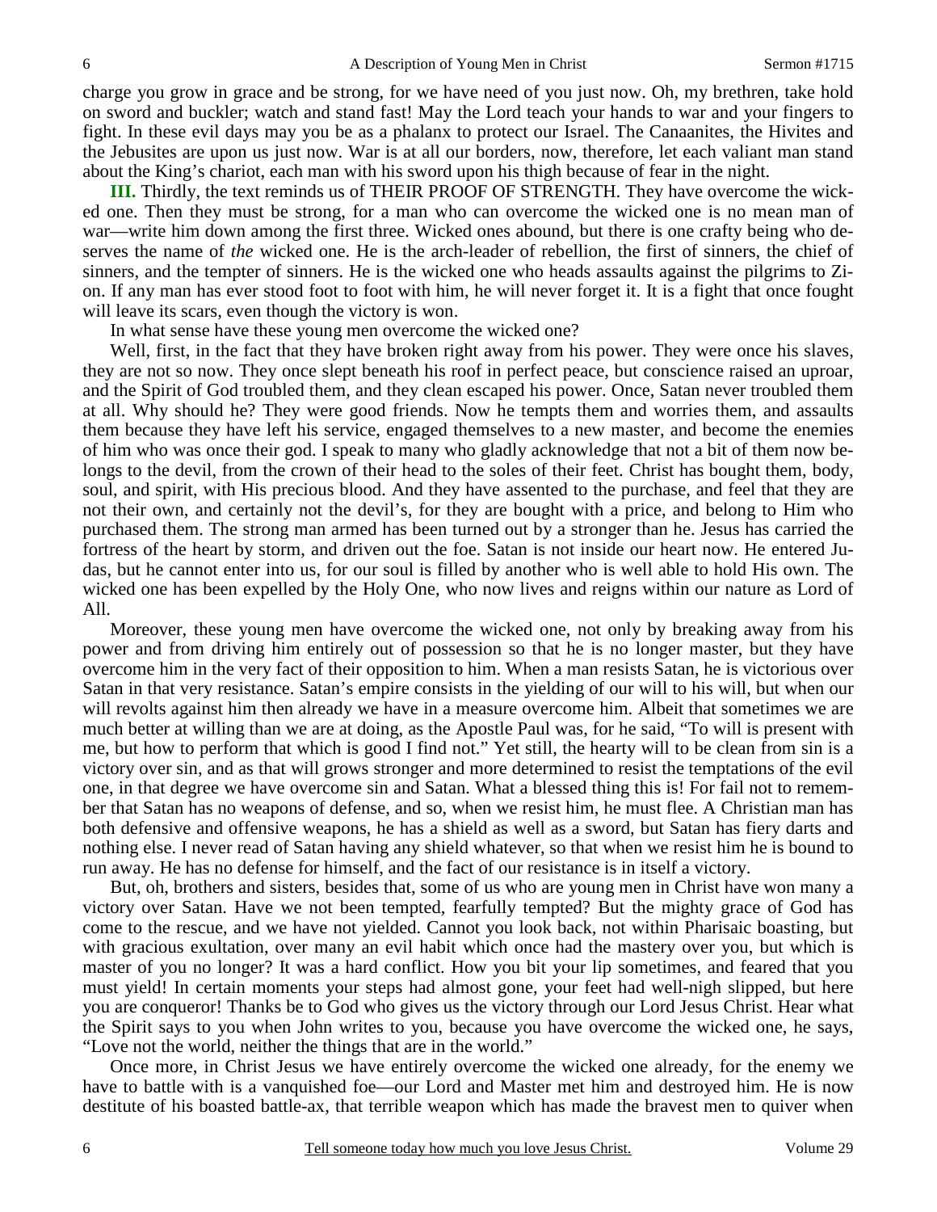charge you grow in grace and be strong, for we have need of you just now. Oh, my brethren, take hold on sword and buckler; watch and stand fast! May the Lord teach your hands to war and your fingers to fight. In these evil days may you be as a phalanx to protect our Israel. The Canaanites, the Hivites and the Jebusites are upon us just now. War is at all our borders, now, therefore, let each valiant man stand about the King's chariot, each man with his sword upon his thigh because of fear in the night.

**III.** Thirdly, the text reminds us of THEIR PROOF OF STRENGTH. They have overcome the wicked one. Then they must be strong, for a man who can overcome the wicked one is no mean man of war—write him down among the first three. Wicked ones abound, but there is one crafty being who deserves the name of *the* wicked one. He is the arch-leader of rebellion, the first of sinners, the chief of sinners, and the tempter of sinners. He is the wicked one who heads assaults against the pilgrims to Zion. If any man has ever stood foot to foot with him, he will never forget it. It is a fight that once fought will leave its scars, even though the victory is won.

In what sense have these young men overcome the wicked one?

Well, first, in the fact that they have broken right away from his power. They were once his slaves, they are not so now. They once slept beneath his roof in perfect peace, but conscience raised an uproar, and the Spirit of God troubled them, and they clean escaped his power. Once, Satan never troubled them at all. Why should he? They were good friends. Now he tempts them and worries them, and assaults them because they have left his service, engaged themselves to a new master, and become the enemies of him who was once their god. I speak to many who gladly acknowledge that not a bit of them now belongs to the devil, from the crown of their head to the soles of their feet. Christ has bought them, body, soul, and spirit, with His precious blood. And they have assented to the purchase, and feel that they are not their own, and certainly not the devil's, for they are bought with a price, and belong to Him who purchased them. The strong man armed has been turned out by a stronger than he. Jesus has carried the fortress of the heart by storm, and driven out the foe. Satan is not inside our heart now. He entered Judas, but he cannot enter into us, for our soul is filled by another who is well able to hold His own. The wicked one has been expelled by the Holy One, who now lives and reigns within our nature as Lord of All.

Moreover, these young men have overcome the wicked one, not only by breaking away from his power and from driving him entirely out of possession so that he is no longer master, but they have overcome him in the very fact of their opposition to him. When a man resists Satan, he is victorious over Satan in that very resistance. Satan's empire consists in the yielding of our will to his will, but when our will revolts against him then already we have in a measure overcome him. Albeit that sometimes we are much better at willing than we are at doing, as the Apostle Paul was, for he said, "To will is present with me, but how to perform that which is good I find not." Yet still, the hearty will to be clean from sin is a victory over sin, and as that will grows stronger and more determined to resist the temptations of the evil one, in that degree we have overcome sin and Satan. What a blessed thing this is! For fail not to remember that Satan has no weapons of defense, and so, when we resist him, he must flee. A Christian man has both defensive and offensive weapons, he has a shield as well as a sword, but Satan has fiery darts and nothing else. I never read of Satan having any shield whatever, so that when we resist him he is bound to run away. He has no defense for himself, and the fact of our resistance is in itself a victory.

But, oh, brothers and sisters, besides that, some of us who are young men in Christ have won many a victory over Satan. Have we not been tempted, fearfully tempted? But the mighty grace of God has come to the rescue, and we have not yielded. Cannot you look back, not within Pharisaic boasting, but with gracious exultation, over many an evil habit which once had the mastery over you, but which is master of you no longer? It was a hard conflict. How you bit your lip sometimes, and feared that you must yield! In certain moments your steps had almost gone, your feet had well-nigh slipped, but here you are conqueror! Thanks be to God who gives us the victory through our Lord Jesus Christ. Hear what the Spirit says to you when John writes to you, because you have overcome the wicked one, he says, "Love not the world, neither the things that are in the world."

Once more, in Christ Jesus we have entirely overcome the wicked one already, for the enemy we have to battle with is a vanquished foe—our Lord and Master met him and destroyed him. He is now destitute of his boasted battle-ax, that terrible weapon which has made the bravest men to quiver when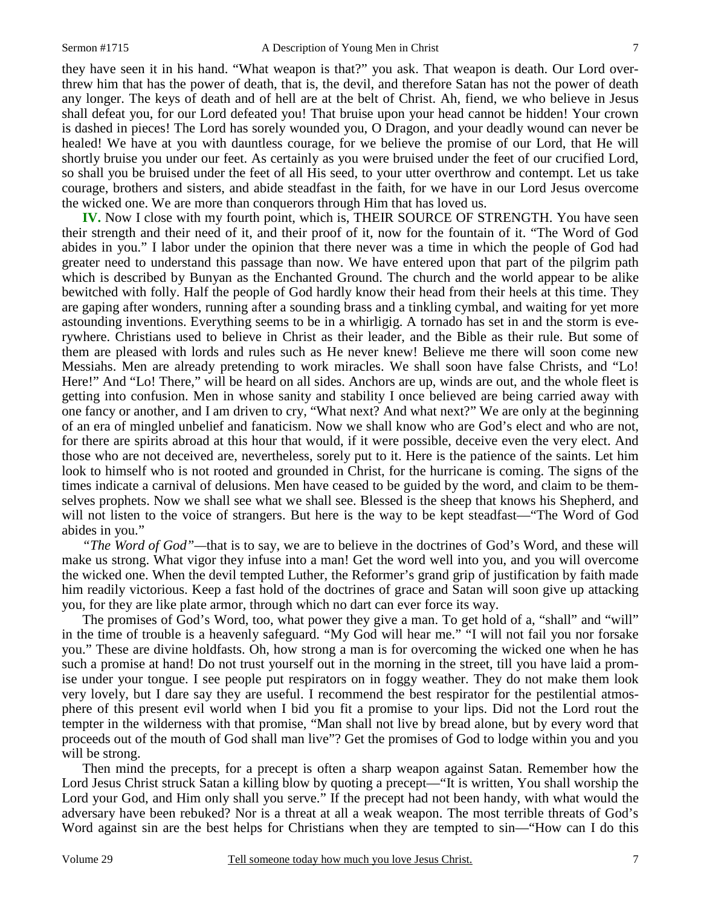they have seen it in his hand. "What weapon is that?" you ask. That weapon is death. Our Lord overthrew him that has the power of death, that is, the devil, and therefore Satan has not the power of death any longer. The keys of death and of hell are at the belt of Christ. Ah, fiend, we who believe in Jesus shall defeat you, for our Lord defeated you! That bruise upon your head cannot be hidden! Your crown is dashed in pieces! The Lord has sorely wounded you, O Dragon, and your deadly wound can never be healed! We have at you with dauntless courage, for we believe the promise of our Lord, that He will shortly bruise you under our feet. As certainly as you were bruised under the feet of our crucified Lord, so shall you be bruised under the feet of all His seed, to your utter overthrow and contempt. Let us take courage, brothers and sisters, and abide steadfast in the faith, for we have in our Lord Jesus overcome the wicked one. We are more than conquerors through Him that has loved us.

**IV.** Now I close with my fourth point, which is, THEIR SOURCE OF STRENGTH. You have seen their strength and their need of it, and their proof of it, now for the fountain of it. "The Word of God abides in you." I labor under the opinion that there never was a time in which the people of God had greater need to understand this passage than now. We have entered upon that part of the pilgrim path which is described by Bunyan as the Enchanted Ground. The church and the world appear to be alike bewitched with folly. Half the people of God hardly know their head from their heels at this time. They are gaping after wonders, running after a sounding brass and a tinkling cymbal, and waiting for yet more astounding inventions. Everything seems to be in a whirligig. A tornado has set in and the storm is everywhere. Christians used to believe in Christ as their leader, and the Bible as their rule. But some of them are pleased with lords and rules such as He never knew! Believe me there will soon come new Messiahs. Men are already pretending to work miracles. We shall soon have false Christs, and "Lo! Here!" And "Lo! There," will be heard on all sides. Anchors are up, winds are out, and the whole fleet is getting into confusion. Men in whose sanity and stability I once believed are being carried away with one fancy or another, and I am driven to cry, "What next? And what next?" We are only at the beginning of an era of mingled unbelief and fanaticism. Now we shall know who are God's elect and who are not, for there are spirits abroad at this hour that would, if it were possible, deceive even the very elect. And those who are not deceived are, nevertheless, sorely put to it. Here is the patience of the saints. Let him look to himself who is not rooted and grounded in Christ, for the hurricane is coming. The signs of the times indicate a carnival of delusions. Men have ceased to be guided by the word, and claim to be themselves prophets. Now we shall see what we shall see. Blessed is the sheep that knows his Shepherd, and will not listen to the voice of strangers. But here is the way to be kept steadfast—"The Word of God abides in you."

*"The Word of God"*—that is to say, we are to believe in the doctrines of God's Word, and these will make us strong. What vigor they infuse into a man! Get the word well into you, and you will overcome the wicked one. When the devil tempted Luther, the Reformer's grand grip of justification by faith made him readily victorious. Keep a fast hold of the doctrines of grace and Satan will soon give up attacking you, for they are like plate armor, through which no dart can ever force its way.

The promises of God's Word, too, what power they give a man. To get hold of a, "shall" and "will" in the time of trouble is a heavenly safeguard. "My God will hear me." "I will not fail you nor forsake you." These are divine holdfasts. Oh, how strong a man is for overcoming the wicked one when he has such a promise at hand! Do not trust yourself out in the morning in the street, till you have laid a promise under your tongue. I see people put respirators on in foggy weather. They do not make them look very lovely, but I dare say they are useful. I recommend the best respirator for the pestilential atmosphere of this present evil world when I bid you fit a promise to your lips. Did not the Lord rout the tempter in the wilderness with that promise, "Man shall not live by bread alone, but by every word that proceeds out of the mouth of God shall man live"? Get the promises of God to lodge within you and you will be strong.

Then mind the precepts, for a precept is often a sharp weapon against Satan. Remember how the Lord Jesus Christ struck Satan a killing blow by quoting a precept—"It is written, You shall worship the Lord your God, and Him only shall you serve." If the precept had not been handy, with what would the adversary have been rebuked? Nor is a threat at all a weak weapon. The most terrible threats of God's Word against sin are the best helps for Christians when they are tempted to sin—"How can I do this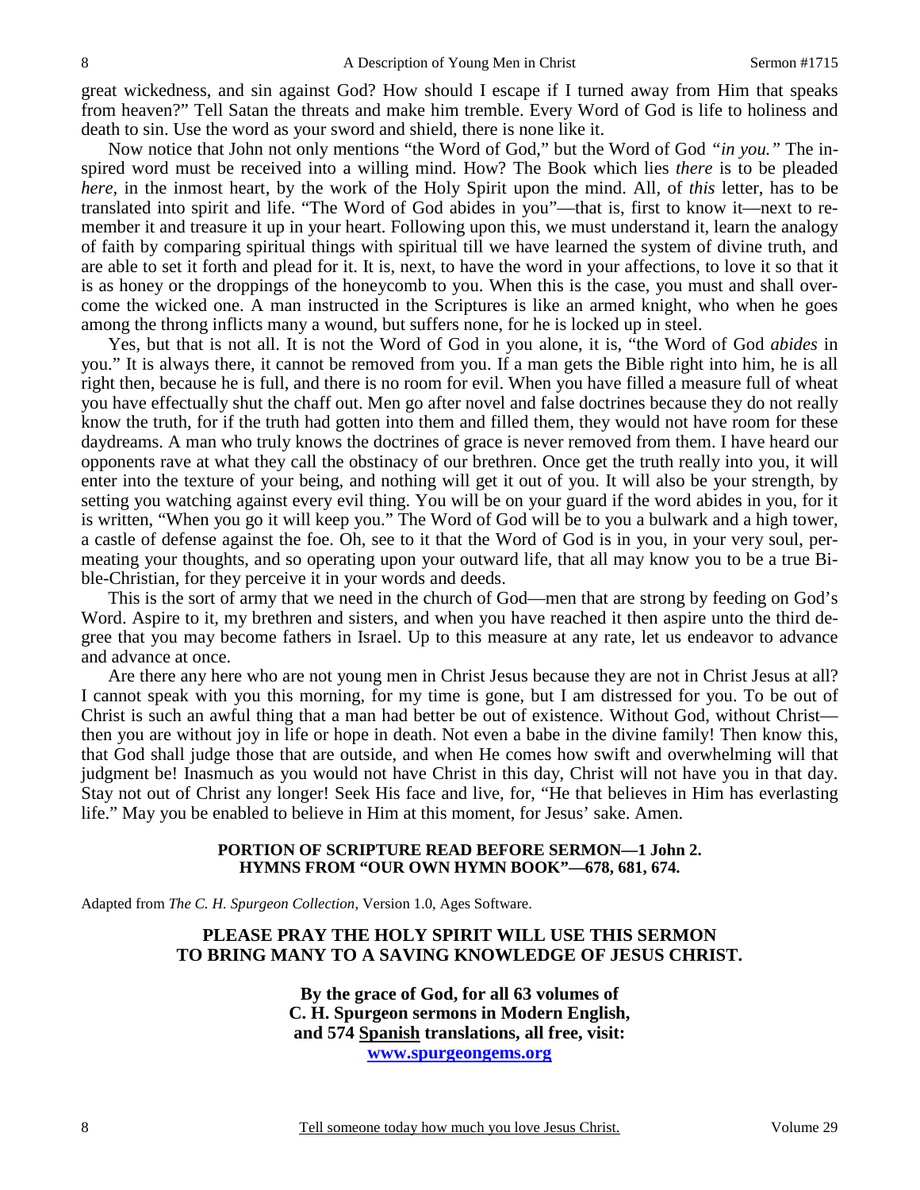great wickedness, and sin against God? How should I escape if I turned away from Him that speaks from heaven?" Tell Satan the threats and make him tremble. Every Word of God is life to holiness and death to sin. Use the word as your sword and shield, there is none like it.

Now notice that John not only mentions "the Word of God," but the Word of God *"in you."* The inspired word must be received into a willing mind. How? The Book which lies *there* is to be pleaded *here,* in the inmost heart, by the work of the Holy Spirit upon the mind. All, of *this* letter, has to be translated into spirit and life. "The Word of God abides in you"—that is, first to know it—next to remember it and treasure it up in your heart. Following upon this, we must understand it, learn the analogy of faith by comparing spiritual things with spiritual till we have learned the system of divine truth, and are able to set it forth and plead for it. It is, next, to have the word in your affections, to love it so that it is as honey or the droppings of the honeycomb to you. When this is the case, you must and shall overcome the wicked one. A man instructed in the Scriptures is like an armed knight, who when he goes among the throng inflicts many a wound, but suffers none, for he is locked up in steel.

Yes, but that is not all. It is not the Word of God in you alone, it is, "the Word of God *abides* in you." It is always there, it cannot be removed from you. If a man gets the Bible right into him, he is all right then, because he is full, and there is no room for evil. When you have filled a measure full of wheat you have effectually shut the chaff out. Men go after novel and false doctrines because they do not really know the truth, for if the truth had gotten into them and filled them, they would not have room for these daydreams. A man who truly knows the doctrines of grace is never removed from them. I have heard our opponents rave at what they call the obstinacy of our brethren. Once get the truth really into you, it will enter into the texture of your being, and nothing will get it out of you. It will also be your strength, by setting you watching against every evil thing. You will be on your guard if the word abides in you, for it is written, "When you go it will keep you." The Word of God will be to you a bulwark and a high tower, a castle of defense against the foe. Oh, see to it that the Word of God is in you, in your very soul, permeating your thoughts, and so operating upon your outward life, that all may know you to be a true Bible-Christian, for they perceive it in your words and deeds.

This is the sort of army that we need in the church of God—men that are strong by feeding on God's Word. Aspire to it, my brethren and sisters, and when you have reached it then aspire unto the third degree that you may become fathers in Israel. Up to this measure at any rate, let us endeavor to advance and advance at once.

Are there any here who are not young men in Christ Jesus because they are not in Christ Jesus at all? I cannot speak with you this morning, for my time is gone, but I am distressed for you. To be out of Christ is such an awful thing that a man had better be out of existence. Without God, without Christ—then you are without joy in life or hope in death. Not even a babe in the divine family! Then know this, that God shall judge those that are outside, and when He comes how swift and overwhelming will that judgment be! Inasmuch as you would not have Christ in this day, Christ will not have you in that day. Stay not out of Christ any longer! Seek His face and live, for, "He that believes in Him has everlasting life." May you be enabled to believe in Him at this moment, for Jesus' sake. Amen.

**PORTION OF SCRIPTURE READ BEFORE SERMON—1 John 2.**
**HYMNS FROM "OUR OWN HYMN BOOK"—678, 681, 674.**

Adapted from *The C. H. Spurgeon Collection*, Version 1.0, Ages Software.

**PLEASE PRAY THE HOLY SPIRIT WILL USE THIS SERMON TO BRING MANY TO A SAVING KNOWLEDGE OF JESUS CHRIST.**

**By the grace of God, for all 63 volumes of C. H. Spurgeon sermons in Modern English, and 574 Spanish translations, all free, visit: www.spurgeongems.org**

Tell someone today how much you love Jesus Christ.